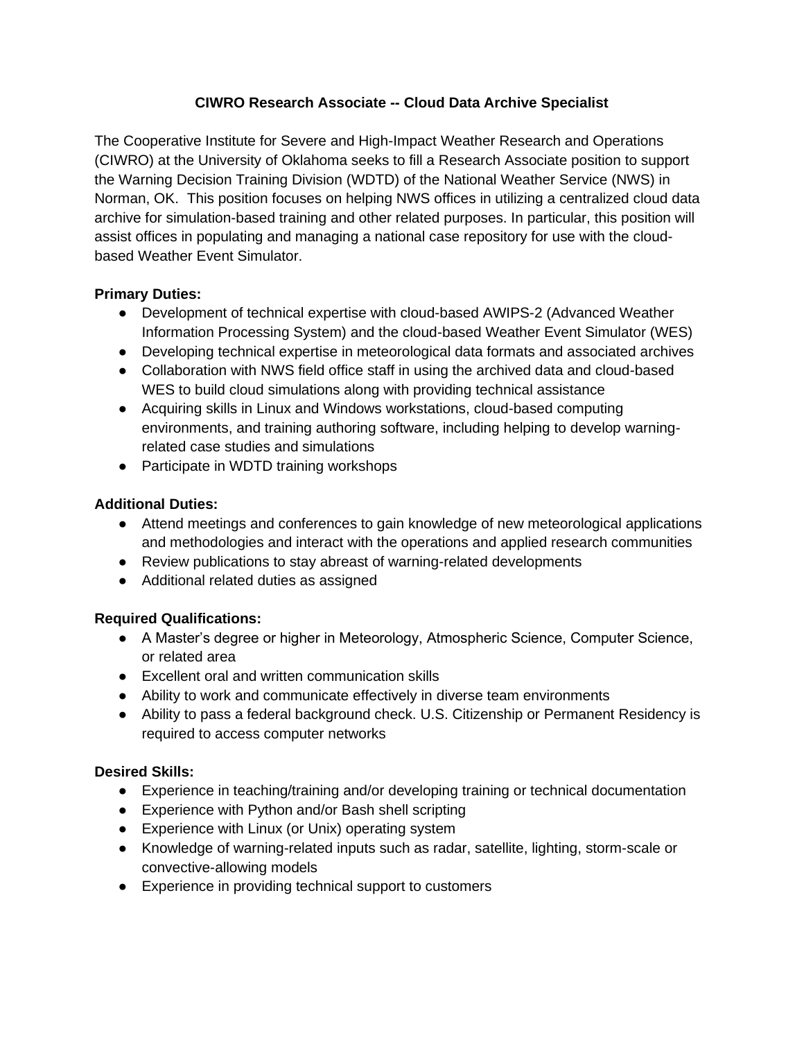# CIWRO Research Associate -- Cloud Data Archive Specialist

The Cooperative Institute for Severe and High-Impact Weather Research and Operations (CIWRO) at the University of Oklahoma seeks to fill a Research Associate position to support the Warning Decision Training Division (WDTD) of the National Weather Service (NWS) in Norman, OK. This position focuses on helping NWS offices in utilizing a centralized cloud data archive for simulation-based training and other related purposes. In particular, this position will assist offices in populating and managing a national case repository for use with the cloud-based Weather Event Simulator.

**Primary Duties:**

- Development of technical expertise with cloud-based AWIPS-2 (Advanced Weather Information Processing System) and the cloud-based Weather Event Simulator (WES)
- Developing technical expertise in meteorological data formats and associated archives
- Collaboration with NWS field office staff in using the archived data and cloud-based WES to build cloud simulations along with providing technical assistance
- Acquiring skills in Linux and Windows workstations, cloud-based computing environments, and training authoring software, including helping to develop warning-related case studies and simulations
- Participate in WDTD training workshops

**Additional Duties:**

- Attend meetings and conferences to gain knowledge of new meteorological applications and methodologies and interact with the operations and applied research communities
- Review publications to stay abreast of warning-related developments
- Additional related duties as assigned

**Required Qualifications:**

- A Master's degree or higher in Meteorology, Atmospheric Science, Computer Science, or related area
- Excellent oral and written communication skills
- Ability to work and communicate effectively in diverse team environments
- Ability to pass a federal background check. U.S. Citizenship or Permanent Residency is required to access computer networks

**Desired Skills:**

- Experience in teaching/training and/or developing training or technical documentation
- Experience with Python and/or Bash shell scripting
- Experience with Linux (or Unix) operating system
- Knowledge of warning-related inputs such as radar, satellite, lighting, storm-scale or convective-allowing models
- Experience in providing technical support to customers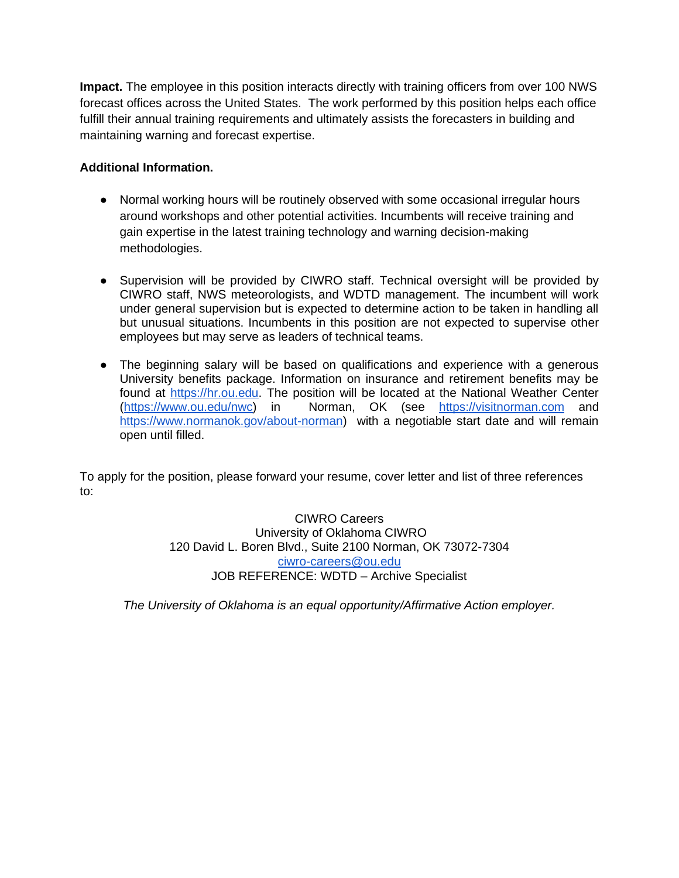**Impact.** The employee in this position interacts directly with training officers from over 100 NWS forecast offices across the United States. The work performed by this position helps each office fulfill their annual training requirements and ultimately assists the forecasters in building and maintaining warning and forecast expertise.

**Additional Information.**

- Normal working hours will be routinely observed with some occasional irregular hours around workshops and other potential activities. Incumbents will receive training and gain expertise in the latest training technology and warning decision-making methodologies.

- Supervision will be provided by CIWRO staff. Technical oversight will be provided by CIWRO staff, NWS meteorologists, and WDTD management. The incumbent will work under general supervision but is expected to determine action to be taken in handling all but unusual situations. Incumbents in this position are not expected to supervise other employees but may serve as leaders of technical teams.

- The beginning salary will be based on qualifications and experience with a generous University benefits package. Information on insurance and retirement benefits may be found at [https://hr.ou.edu](https://hr.ou.edu). The position will be located at the National Weather Center ([https://www.ou.edu/nwc](https://www.ou.edu/nwc)) in Norman, OK (see [https://visitnorman.com](https://visitnorman.com) and [https://www.normanok.gov/about-norman](https://www.normanok.gov/about-norman)) with a negotiable start date and will remain open until filled.

To apply for the position, please forward your resume, cover letter and list of three references to:

CIWRO Careers
University of Oklahoma CIWRO
120 David L. Boren Blvd., Suite 2100 Norman, OK 73072-7304
[ciwro-careers@ou.edu](mailto:ciwro-careers@ou.edu)
JOB REFERENCE: WDTD – Archive Specialist

*The University of Oklahoma is an equal opportunity/Affirmative Action employer.*